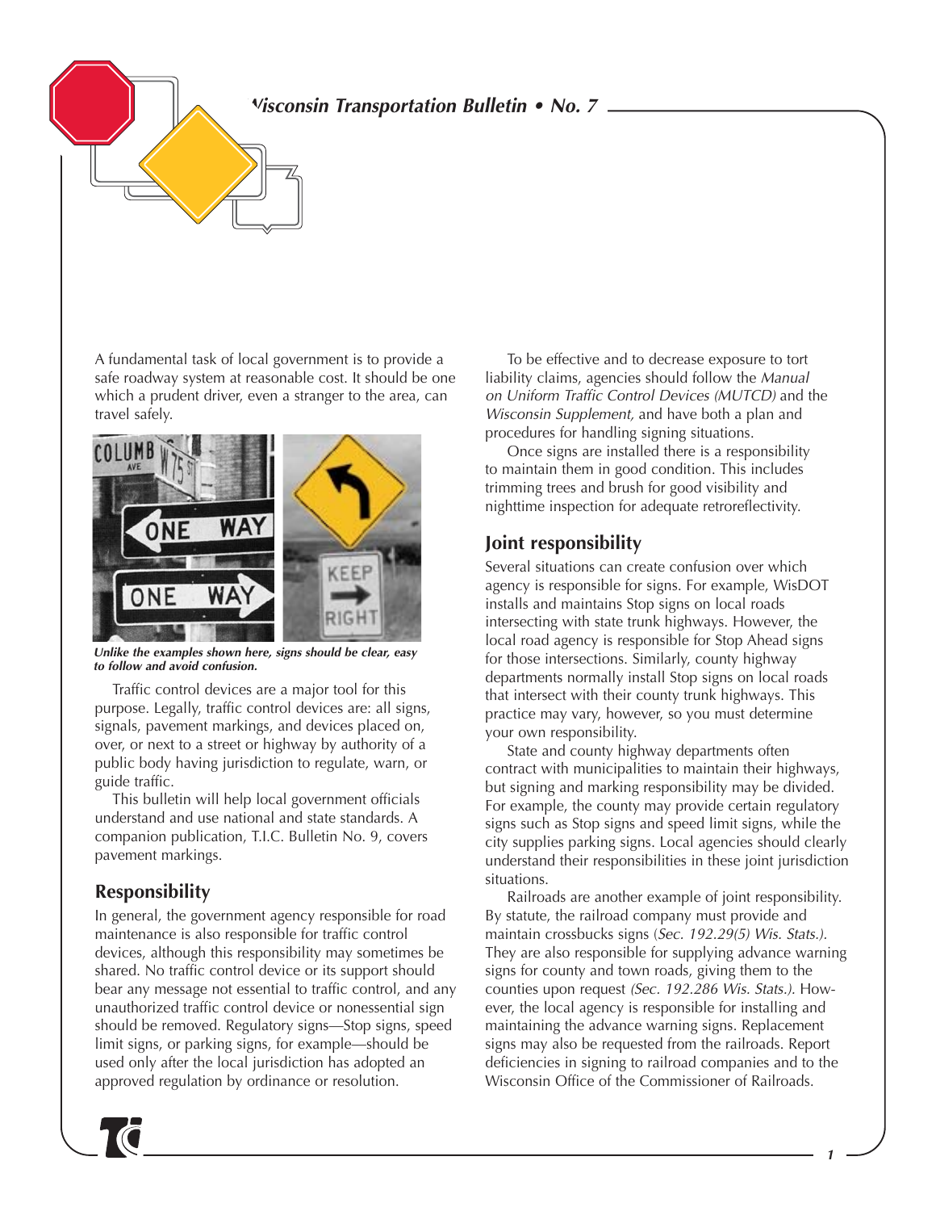A fundamental task of local government is to provide a safe roadway system at reasonable cost. It should be one which a prudent driver, even a stranger to the area, can travel safely.

***Unlike the examples shown here, signs should be clear, easy to follow and avoid confusion.***

Traffic control devices are a major tool for this purpose. Legally, traffic control devices are: all signs, signals, pavement markings, and devices placed on, over, or next to a street or highway by authority of a public body having jurisdiction to regulate, warn, or guide traffic.

This bulletin will help local government officials understand and use national and state standards. A companion publication, T.I.C. Bulletin No. 9, covers pavement markings.

## Responsibility

In general, the government agency responsible for road maintenance is also responsible for traffic control devices, although this responsibility may sometimes be shared. No traffic control device or its support should bear any message not essential to traffic control, and any unauthorized traffic control device or nonessential sign should be removed. Regulatory signs—Stop signs, speed limit signs, or parking signs, for example—should be used only after the local jurisdiction has adopted an approved regulation by ordinance or resolution.

To be effective and to decrease exposure to tort liability claims, agencies should follow the *Manual on Uniform Traffic Control Devices (MUTCD)* and the *Wisconsin Supplement,* and have both a plan and procedures for handling signing situations.

Once signs are installed there is a responsibility to maintain them in good condition. This includes trimming trees and brush for good visibility and nighttime inspection for adequate retroreflectivity.

## Joint responsibility

Several situations can create confusion over which agency is responsible for signs. For example, WisDOT installs and maintains Stop signs on local roads intersecting with state trunk highways. However, the local road agency is responsible for Stop Ahead signs for those intersections. Similarly, county highway departments normally install Stop signs on local roads that intersect with their county trunk highways. This practice may vary, however, so you must determine your own responsibility.

State and county highway departments often contract with municipalities to maintain their highways, but signing and marking responsibility may be divided. For example, the county may provide certain regulatory signs such as Stop signs and speed limit signs, while the city supplies parking signs. Local agencies should clearly understand their responsibilities in these joint jurisdiction situations.

Railroads are another example of joint responsibility. By statute, the railroad company must provide and maintain crossbucks signs (*Sec. 192.29(5) Wis. Stats.).* They are also responsible for supplying advance warning signs for county and town roads, giving them to the counties upon request *(Sec. 192.286 Wis. Stats.).* However, the local agency is responsible for installing and maintaining the advance warning signs. Replacement signs may also be requested from the railroads. Report deficiencies in signing to railroad companies and to the Wisconsin Office of the Commissioner of Railroads.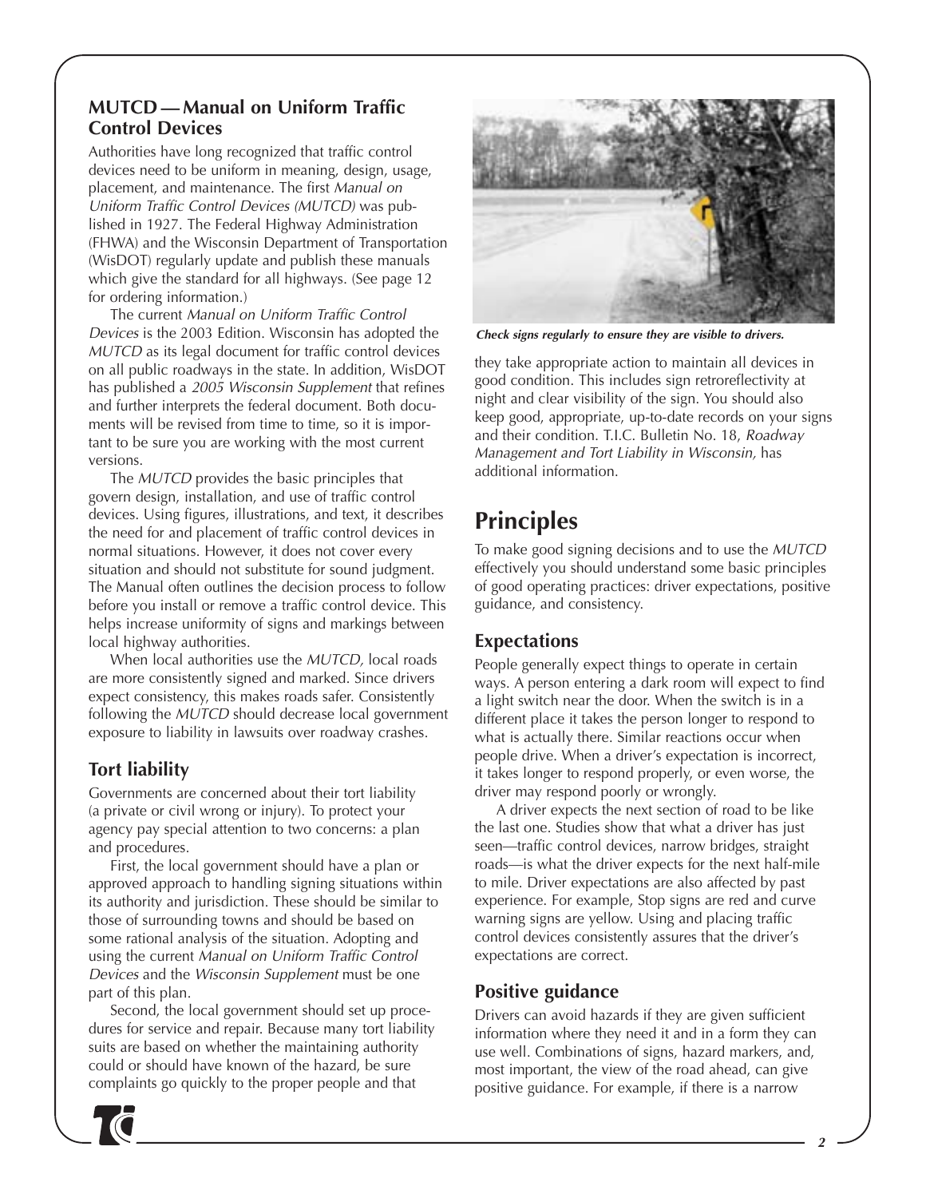## MUTCD — Manual on Uniform Traffic Control Devices

Authorities have long recognized that traffic control devices need to be uniform in meaning, design, usage, placement, and maintenance. The first *Manual on Uniform Traffic Control Devices (MUTCD)* was published in 1927. The Federal Highway Administration (FHWA) and the Wisconsin Department of Transportation (WisDOT) regularly update and publish these manuals which give the standard for all highways. (See page 12 for ordering information.)

The current *Manual on Uniform Traffic Control Devices* is the 2003 Edition. Wisconsin has adopted the *MUTCD* as its legal document for traffic control devices on all public roadways in the state. In addition, WisDOT has published a *2005 Wisconsin Supplement* that refines and further interprets the federal document. Both documents will be revised from time to time, so it is important to be sure you are working with the most current versions.

The *MUTCD* provides the basic principles that govern design, installation, and use of traffic control devices. Using figures, illustrations, and text, it describes the need for and placement of traffic control devices in normal situations. However, it does not cover every situation and should not substitute for sound judgment. The Manual often outlines the decision process to follow before you install or remove a traffic control device. This helps increase uniformity of signs and markings between local highway authorities.

When local authorities use the *MUTCD,* local roads are more consistently signed and marked. Since drivers expect consistency, this makes roads safer. Consistently following the *MUTCD* should decrease local government exposure to liability in lawsuits over roadway crashes.

### Tort liability

Governments are concerned about their tort liability (a private or civil wrong or injury). To protect your agency pay special attention to two concerns: a plan and procedures.

First, the local government should have a plan or approved approach to handling signing situations within its authority and jurisdiction. These should be similar to those of surrounding towns and should be based on some rational analysis of the situation. Adopting and using the current *Manual on Uniform Traffic Control Devices* and the *Wisconsin Supplement* must be one part of this plan.

Second, the local government should set up procedures for service and repair. Because many tort liability suits are based on whether the maintaining authority could or should have known of the hazard, be sure complaints go quickly to the proper people and that they take appropriate action to maintain all devices in good condition. This includes sign retroreflectivity at night and clear visibility of the sign. You should also keep good, appropriate, up-to-date records on your signs and their condition. T.I.C. Bulletin No. 18, *Roadway Management and Tort Liability in Wisconsin,* has additional information.

*Check signs regularly to ensure they are visible to drivers.*

# Principles

To make good signing decisions and to use the *MUTCD* effectively you should understand some basic principles of good operating practices: driver expectations, positive guidance, and consistency.

### Expectations

People generally expect things to operate in certain ways. A person entering a dark room will expect to find a light switch near the door. When the switch is in a different place it takes the person longer to respond to what is actually there. Similar reactions occur when people drive. When a driver's expectation is incorrect, it takes longer to respond properly, or even worse, the driver may respond poorly or wrongly.

A driver expects the next section of road to be like the last one. Studies show that what a driver has just seen—traffic control devices, narrow bridges, straight roads—is what the driver expects for the next half-mile to mile. Driver expectations are also affected by past experience. For example, Stop signs are red and curve warning signs are yellow. Using and placing traffic control devices consistently assures that the driver's expectations are correct.

### Positive guidance

Drivers can avoid hazards if they are given sufficient information where they need it and in a form they can use well. Combinations of signs, hazard markers, and, most important, the view of the road ahead, can give positive guidance. For example, if there is a narrow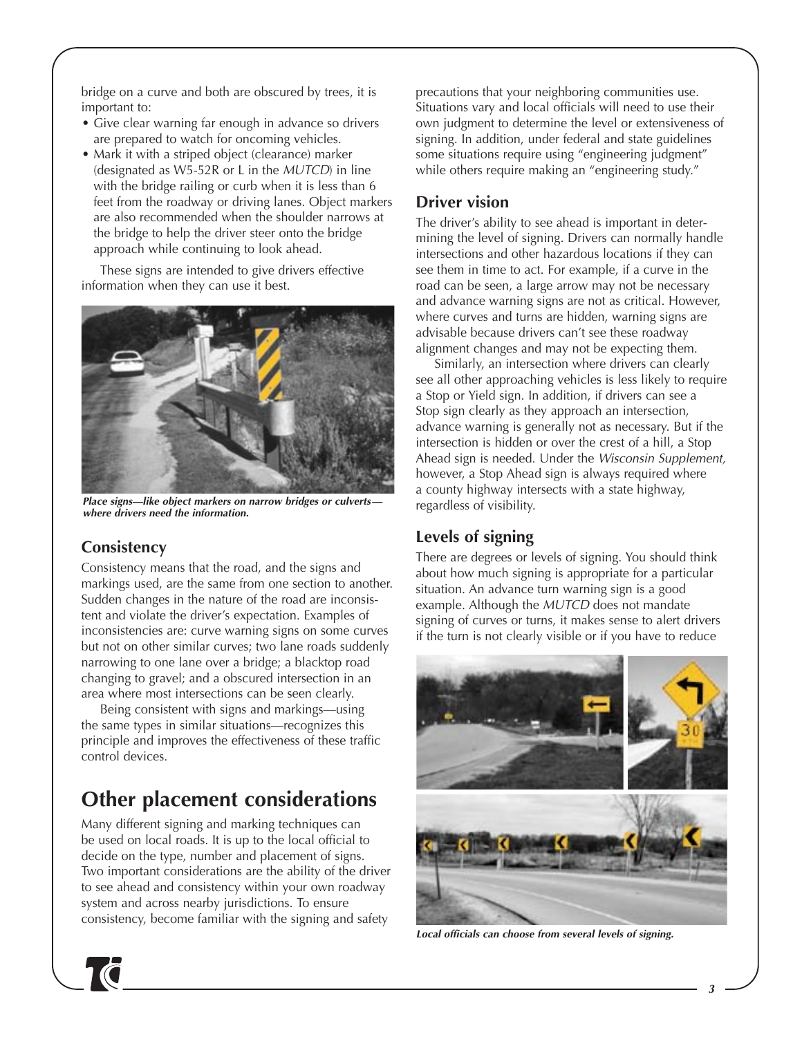bridge on a curve and both are obscured by trees, it is important to:

- Give clear warning far enough in advance so drivers are prepared to watch for oncoming vehicles.
- Mark it with a striped object (clearance) marker (designated as W5-52R or L in the *MUTCD*) in line with the bridge railing or curb when it is less than 6 feet from the roadway or driving lanes. Object markers are also recommended when the shoulder narrows at the bridge to help the driver steer onto the bridge approach while continuing to look ahead.

These signs are intended to give drivers effective information when they can use it best.

***Place signs—like object markers on narrow bridges or culverts—where drivers need the information.***

### Consistency

Consistency means that the road, and the signs and markings used, are the same from one section to another. Sudden changes in the nature of the road are inconsistent and violate the driver's expectation. Examples of inconsistencies are: curve warning signs on some curves but not on other similar curves; two lane roads suddenly narrowing to one lane over a bridge; a blacktop road changing to gravel; and a obscured intersection in an area where most intersections can be seen clearly.

Being consistent with signs and markings—using the same types in similar situations—recognizes this principle and improves the effectiveness of these traffic control devices.

## Other placement considerations

Many different signing and marking techniques can be used on local roads. It is up to the local official to decide on the type, number and placement of signs. Two important considerations are the ability of the driver to see ahead and consistency within your own roadway system and across nearby jurisdictions. To ensure consistency, become familiar with the signing and safety precautions that your neighboring communities use. Situations vary and local officials will need to use their own judgment to determine the level or extensiveness of signing. In addition, under federal and state guidelines some situations require using "engineering judgment" while others require making an "engineering study."

### Driver vision

The driver's ability to see ahead is important in determining the level of signing. Drivers can normally handle intersections and other hazardous locations if they can see them in time to act. For example, if a curve in the road can be seen, a large arrow may not be necessary and advance warning signs are not as critical. However, where curves and turns are hidden, warning signs are advisable because drivers can't see these roadway alignment changes and may not be expecting them.

Similarly, an intersection where drivers can clearly see all other approaching vehicles is less likely to require a Stop or Yield sign. In addition, if drivers can see a Stop sign clearly as they approach an intersection, advance warning is generally not as necessary. But if the intersection is hidden or over the crest of a hill, a Stop Ahead sign is needed. Under the *Wisconsin Supplement,* however, a Stop Ahead sign is always required where a county highway intersects with a state highway, regardless of visibility.

### Levels of signing

There are degrees or levels of signing. You should think about how much signing is appropriate for a particular situation. An advance turn warning sign is a good example. Although the *MUTCD* does not mandate signing of curves or turns, it makes sense to alert drivers if the turn is not clearly visible or if you have to reduce

***Local officials can choose from several levels of signing.***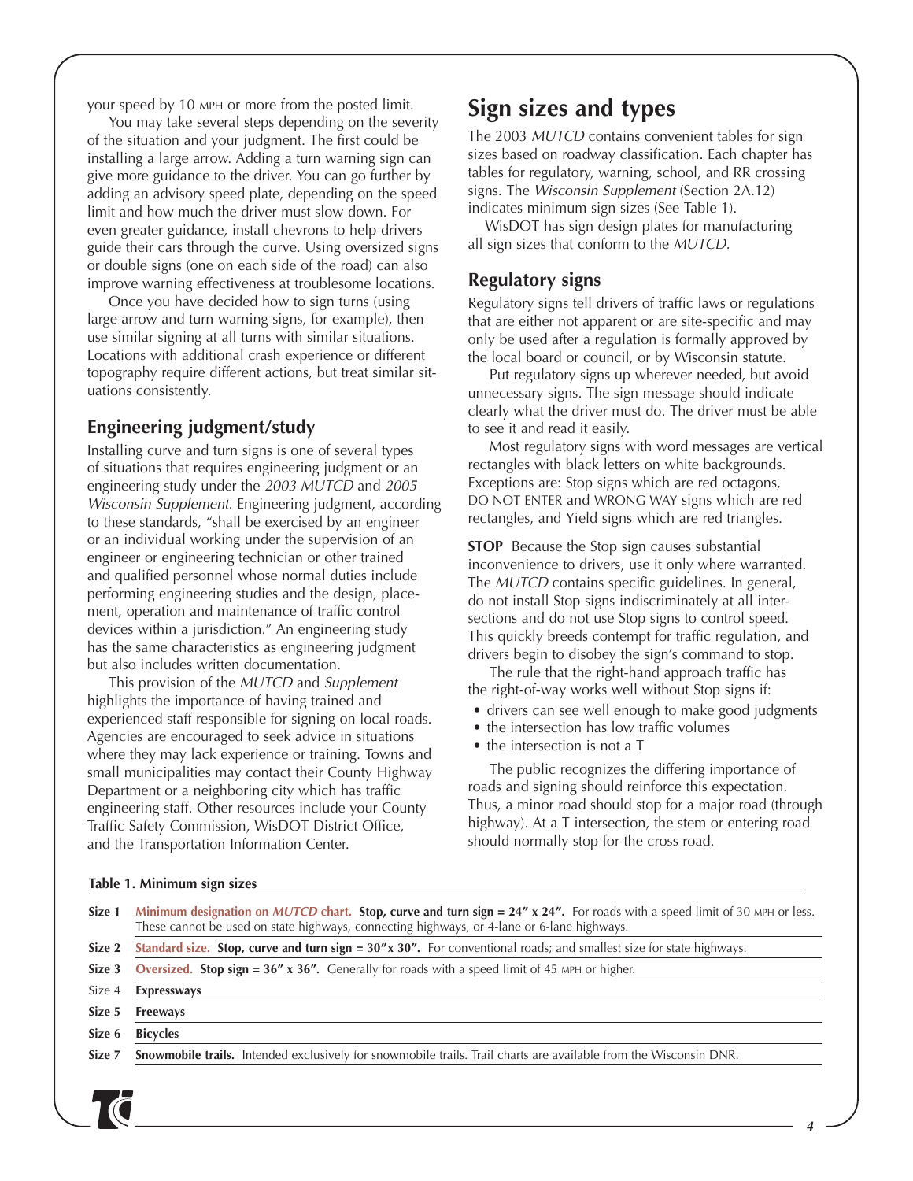your speed by 10 MPH or more from the posted limit.

You may take several steps depending on the severity of the situation and your judgment. The first could be installing a large arrow. Adding a turn warning sign can give more guidance to the driver. You can go further by adding an advisory speed plate, depending on the speed limit and how much the driver must slow down. For even greater guidance, install chevrons to help drivers guide their cars through the curve. Using oversized signs or double signs (one on each side of the road) can also improve warning effectiveness at troublesome locations.

Once you have decided how to sign turns (using large arrow and turn warning signs, for example), then use similar signing at all turns with similar situations. Locations with additional crash experience or different topography require different actions, but treat similar situations consistently.

### Engineering judgment/study

Installing curve and turn signs is one of several types of situations that requires engineering judgment or an engineering study under the *2003 MUTCD* and *2005 Wisconsin Supplement*. Engineering judgment, according to these standards, "shall be exercised by an engineer or an individual working under the supervision of an engineer or engineering technician or other trained and qualified personnel whose normal duties include performing engineering studies and the design, placement, operation and maintenance of traffic control devices within a jurisdiction." An engineering study has the same characteristics as engineering judgment but also includes written documentation.

This provision of the *MUTCD* and *Supplement* highlights the importance of having trained and experienced staff responsible for signing on local roads. Agencies are encouraged to seek advice in situations where they may lack experience or training. Towns and small municipalities may contact their County Highway Department or a neighboring city which has traffic engineering staff. Other resources include your County Traffic Safety Commission, WisDOT District Office, and the Transportation Information Center.

## Sign sizes and types

The 2003 *MUTCD* contains convenient tables for sign sizes based on roadway classification. Each chapter has tables for regulatory, warning, school, and RR crossing signs. The *Wisconsin Supplement* (Section 2A.12) indicates minimum sign sizes (See Table 1).

WisDOT has sign design plates for manufacturing all sign sizes that conform to the *MUTCD.*

### Regulatory signs

Regulatory signs tell drivers of traffic laws or regulations that are either not apparent or are site-specific and may only be used after a regulation is formally approved by the local board or council, or by Wisconsin statute.

Put regulatory signs up wherever needed, but avoid unnecessary signs. The sign message should indicate clearly what the driver must do. The driver must be able to see it and read it easily.

Most regulatory signs with word messages are vertical rectangles with black letters on white backgrounds. Exceptions are: Stop signs which are red octagons, DO NOT ENTER and WRONG WAY signs which are red rectangles, and Yield signs which are red triangles.

**STOP** Because the Stop sign causes substantial inconvenience to drivers, use it only where warranted. The *MUTCD* contains specific guidelines. In general, do not install Stop signs indiscriminately at all intersections and do not use Stop signs to control speed. This quickly breeds contempt for traffic regulation, and drivers begin to disobey the sign's command to stop.

The rule that the right-hand approach traffic has the right-of-way works well without Stop signs if:

- drivers can see well enough to make good judgments
- the intersection has low traffic volumes
- the intersection is not a T

The public recognizes the differing importance of roads and signing should reinforce this expectation. Thus, a minor road should stop for a major road (through highway). At a T intersection, the stem or entering road should normally stop for the cross road.

**Table 1. Minimum sign sizes**

| | |
|---|---|
| **Size 1** | **Minimum designation on *MUTCD* chart. Stop, curve and turn sign = 24″ x 24″.** For roads with a speed limit of 30 MPH or less. These cannot be used on state highways, connecting highways, or 4-lane or 6-lane highways. |
| **Size 2** | **Standard size. Stop, curve and turn sign = 30″x 30″.** For conventional roads; and smallest size for state highways. |
| **Size 3** | **Oversized. Stop sign = 36″ x 36″.** Generally for roads with a speed limit of 45 MPH or higher. |
| Size 4 | **Expressways** |
| **Size 5** | **Freeways** |
| **Size 6** | **Bicycles** |
| **Size 7** | **Snowmobile trails.** Intended exclusively for snowmobile trails. Trail charts are available from the Wisconsin DNR. |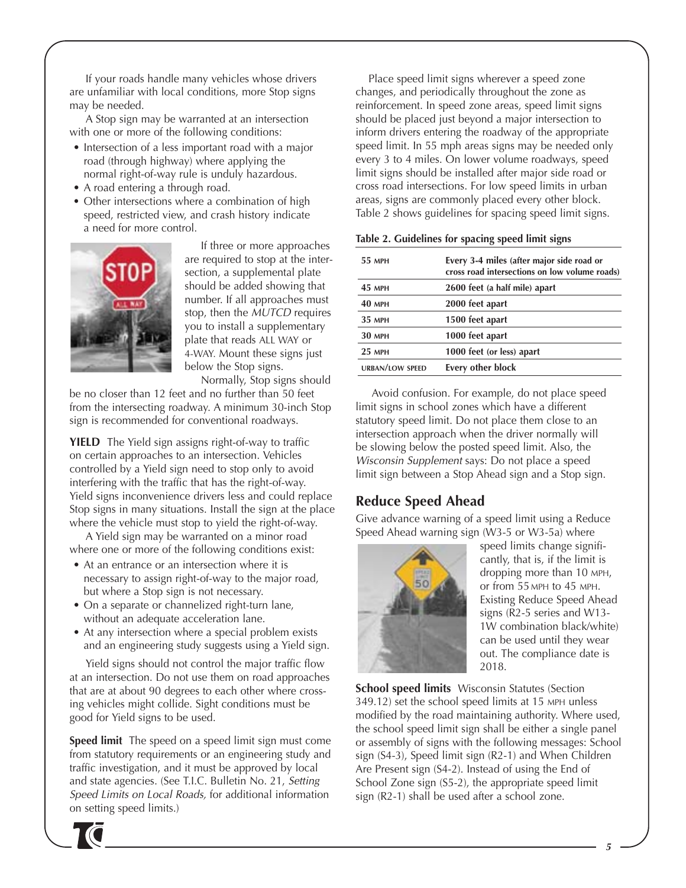If your roads handle many vehicles whose drivers are unfamiliar with local conditions, more Stop signs may be needed.

A Stop sign may be warranted at an intersection with one or more of the following conditions:

- Intersection of a less important road with a major road (through highway) where applying the normal right-of-way rule is unduly hazardous.
- A road entering a through road.
- Other intersections where a combination of high speed, restricted view, and crash history indicate a need for more control.

If three or more approaches are required to stop at the intersection, a supplemental plate should be added showing that number. If all approaches must stop, then the *MUTCD* requires you to install a supplementary plate that reads ALL WAY or 4-WAY. Mount these signs just below the Stop signs.

Normally, Stop signs should be no closer than 12 feet and no further than 50 feet from the intersecting roadway. A minimum 30-inch Stop sign is recommended for conventional roadways.

**YIELD** The Yield sign assigns right-of-way to traffic on certain approaches to an intersection. Vehicles controlled by a Yield sign need to stop only to avoid interfering with the traffic that has the right-of-way. Yield signs inconvenience drivers less and could replace Stop signs in many situations. Install the sign at the place where the vehicle must stop to yield the right-of-way.

A Yield sign may be warranted on a minor road where one or more of the following conditions exist:

- At an entrance or an intersection where it is necessary to assign right-of-way to the major road, but where a Stop sign is not necessary.
- On a separate or channelized right-turn lane, without an adequate acceleration lane.
- At any intersection where a special problem exists and an engineering study suggests using a Yield sign.

Yield signs should not control the major traffic flow at an intersection. Do not use them on road approaches that are at about 90 degrees to each other where crossing vehicles might collide. Sight conditions must be good for Yield signs to be used.

**Speed limit** The speed on a speed limit sign must come from statutory requirements or an engineering study and traffic investigation, and it must be approved by local and state agencies. (See T.I.C. Bulletin No. 21, *Setting Speed Limits on Local Roads,* for additional information on setting speed limits.)

Place speed limit signs wherever a speed zone changes, and periodically throughout the zone as reinforcement. In speed zone areas, speed limit signs should be placed just beyond a major intersection to inform drivers entering the roadway of the appropriate speed limit. In 55 mph areas signs may be needed only every 3 to 4 miles. On lower volume roadways, speed limit signs should be installed after major side road or cross road intersections. For low speed limits in urban areas, signs are commonly placed every other block. Table 2 shows guidelines for spacing speed limit signs.

**Table 2. Guidelines for spacing speed limit signs**

| | |
|---|---|
| 55 MPH | Every 3-4 miles (after major side road or cross road intersections on low volume roads) |
| 45 MPH | 2600 feet (a half mile) apart |
| 40 MPH | 2000 feet apart |
| 35 MPH | 1500 feet apart |
| 30 MPH | 1000 feet apart |
| 25 MPH | 1000 feet (or less) apart |
| URBAN/LOW SPEED | Every other block |

Avoid confusion. For example, do not place speed limit signs in school zones which have a different statutory speed limit. Do not place them close to an intersection approach when the driver normally will be slowing below the posted speed limit. Also, the *Wisconsin Supplement* says: Do not place a speed limit sign between a Stop Ahead sign and a Stop sign.

## Reduce Speed Ahead

Give advance warning of a speed limit using a Reduce Speed Ahead warning sign (W3-5 or W3-5a) where speed limits change significantly, that is, if the limit is dropping more than 10 MPH, or from 55 MPH to 45 MPH. Existing Reduce Speed Ahead signs (R2-5 series and W13-1W combination black/white) can be used until they wear out. The compliance date is 2018.

**School speed limits** Wisconsin Statutes (Section 349.12) set the school speed limits at 15 MPH unless modified by the road maintaining authority. Where used, the school speed limit sign shall be either a single panel or assembly of signs with the following messages: School sign (S4-3), Speed limit sign (R2-1) and When Children Are Present sign (S4-2). Instead of using the End of School Zone sign (S5-2), the appropriate speed limit sign (R2-1) shall be used after a school zone.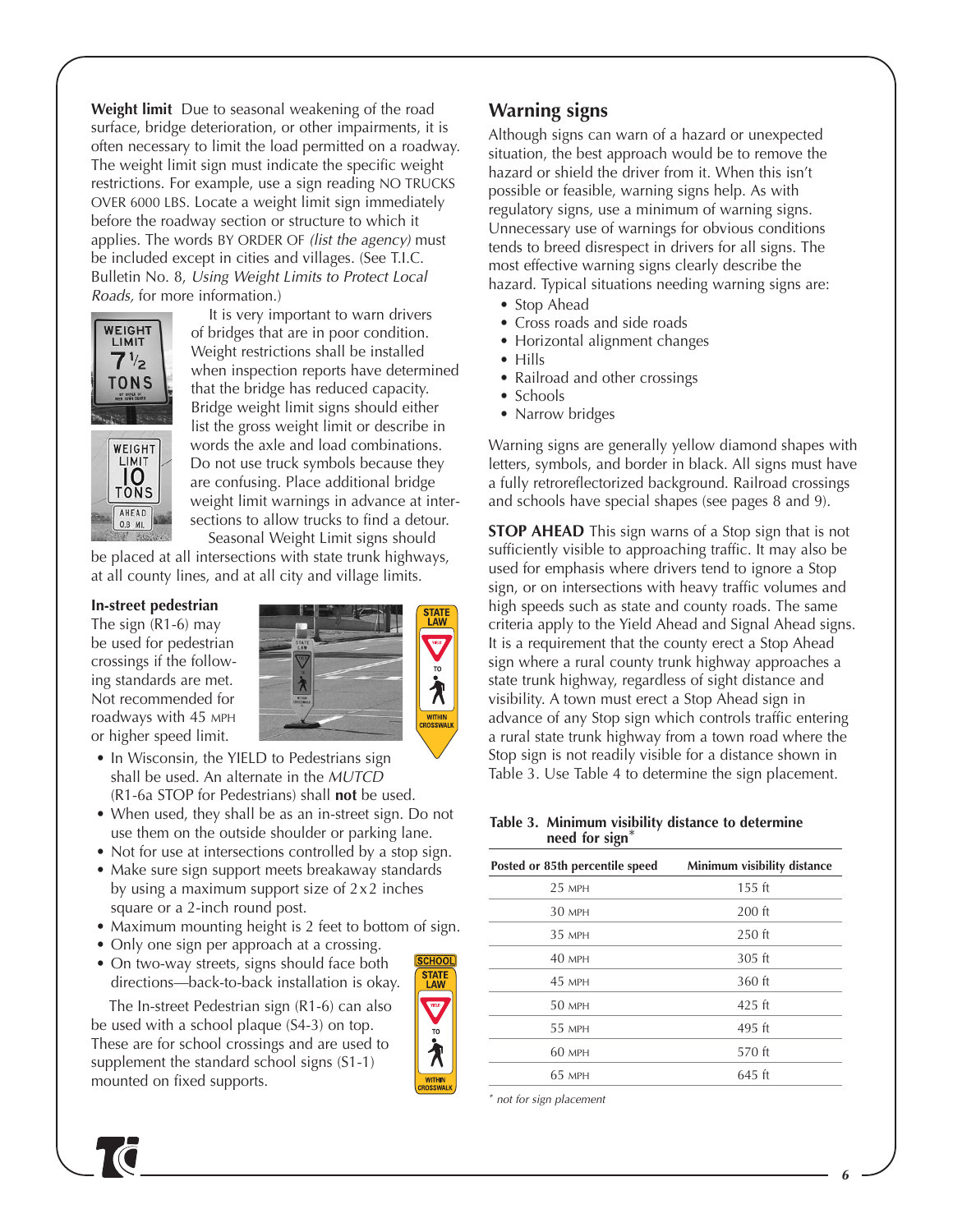**Weight limit** Due to seasonal weakening of the road surface, bridge deterioration, or other impairments, it is often necessary to limit the load permitted on a roadway. The weight limit sign must indicate the specific weight restrictions. For example, use a sign reading NO TRUCKS OVER 6000 LBS. Locate a weight limit sign immediately before the roadway section or structure to which it applies. The words BY ORDER OF *(list the agency)* must be included except in cities and villages. (See T.I.C. Bulletin No. 8, *Using Weight Limits to Protect Local Roads,* for more information.)

It is very important to warn drivers of bridges that are in poor condition. Weight restrictions shall be installed when inspection reports have determined that the bridge has reduced capacity. Bridge weight limit signs should either list the gross weight limit or describe in words the axle and load combinations. Do not use truck symbols because they are confusing. Place additional bridge weight limit warnings in advance at intersections to allow trucks to find a detour.

Seasonal Weight Limit signs should be placed at all intersections with state trunk highways, at all county lines, and at all city and village limits.

**In-street pedestrian**
The sign (R1-6) may be used for pedestrian crossings if the following standards are met. Not recommended for roadways with 45 MPH or higher speed limit.

- In Wisconsin, the YIELD to Pedestrians sign shall be used. An alternate in the *MUTCD* (R1-6a STOP for Pedestrians) shall **not** be used.
- When used, they shall be as an in-street sign. Do not use them on the outside shoulder or parking lane.
- Not for use at intersections controlled by a stop sign.
- Make sure sign support meets breakaway standards by using a maximum support size of 2x2 inches square or a 2-inch round post.
- Maximum mounting height is 2 feet to bottom of sign.
- Only one sign per approach at a crossing.
- On two-way streets, signs should face both directions—back-to-back installation is okay.

The In-street Pedestrian sign (R1-6) can also be used with a school plaque (S4-3) on top. These are for school crossings and are used to supplement the standard school signs (S1-1) mounted on fixed supports.

## Warning signs

Although signs can warn of a hazard or unexpected situation, the best approach would be to remove the hazard or shield the driver from it. When this isn't possible or feasible, warning signs help. As with regulatory signs, use a minimum of warning signs. Unnecessary use of warnings for obvious conditions tends to breed disrespect in drivers for all signs. The most effective warning signs clearly describe the hazard. Typical situations needing warning signs are:

- Stop Ahead
- Cross roads and side roads
- Horizontal alignment changes
- Hills
- Railroad and other crossings
- Schools
- Narrow bridges

Warning signs are generally yellow diamond shapes with letters, symbols, and border in black. All signs must have a fully retroreflectorized background. Railroad crossings and schools have special shapes (see pages 8 and 9).

**STOP AHEAD** This sign warns of a Stop sign that is not sufficiently visible to approaching traffic. It may also be used for emphasis where drivers tend to ignore a Stop sign, or on intersections with heavy traffic volumes and high speeds such as state and county roads. The same criteria apply to the Yield Ahead and Signal Ahead signs. It is a requirement that the county erect a Stop Ahead sign where a rural county trunk highway approaches a state trunk highway, regardless of sight distance and visibility. A town must erect a Stop Ahead sign in advance of any Stop sign which controls traffic entering a rural state trunk highway from a town road where the Stop sign is not readily visible for a distance shown in Table 3. Use Table 4 to determine the sign placement.

**Table 3. Minimum visibility distance to determine need for sign***

| Posted or 85th percentile speed | Minimum visibility distance |
|---|---|
| 25 MPH | 155 ft |
| 30 MPH | 200 ft |
| 35 MPH | 250 ft |
| 40 MPH | 305 ft |
| 45 MPH | 360 ft |
| 50 MPH | 425 ft |
| 55 MPH | 495 ft |
| 60 MPH | 570 ft |
| 65 MPH | 645 ft |

\* *not for sign placement*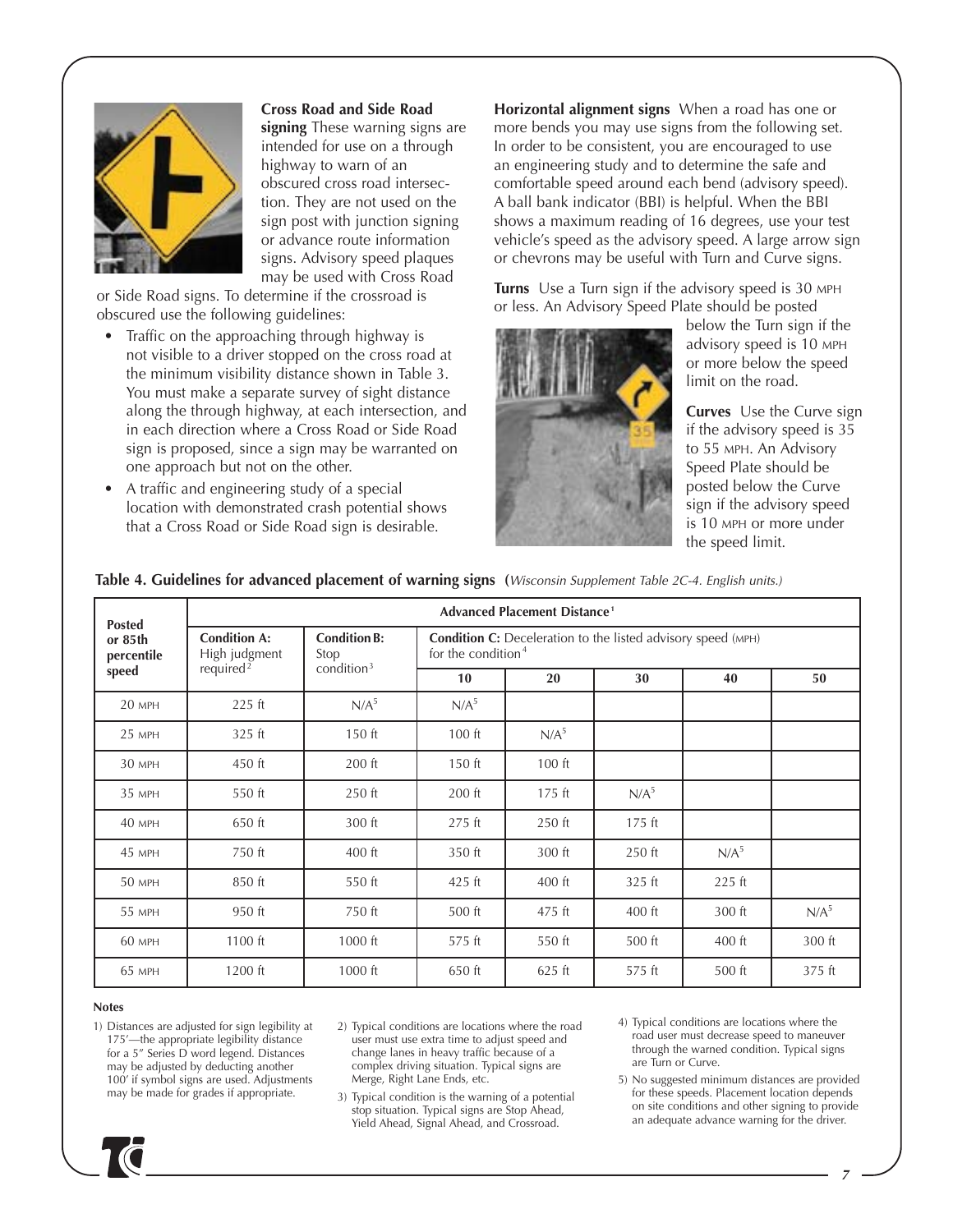**Cross Road and Side Road signing** These warning signs are intended for use on a through highway to warn of an obscured cross road intersection. They are not used on the sign post with junction signing or advance route information signs. Advisory speed plaques may be used with Cross Road or Side Road signs. To determine if the crossroad is obscured use the following guidelines:

- Traffic on the approaching through highway is not visible to a driver stopped on the cross road at the minimum visibility distance shown in Table 3. You must make a separate survey of sight distance along the through highway, at each intersection, and in each direction where a Cross Road or Side Road sign is proposed, since a sign may be warranted on one approach but not on the other.
- A traffic and engineering study of a special location with demonstrated crash potential shows that a Cross Road or Side Road sign is desirable.

**Horizontal alignment signs** When a road has one or more bends you may use signs from the following set. In order to be consistent, you are encouraged to use an engineering study and to determine the safe and comfortable speed around each bend (advisory speed). A ball bank indicator (BBI) is helpful. When the BBI shows a maximum reading of 16 degrees, use your test vehicle's speed as the advisory speed. A large arrow sign or chevrons may be useful with Turn and Curve signs.

**Turns** Use a Turn sign if the advisory speed is 30 MPH or less. An Advisory Speed Plate should be posted below the Turn sign if the advisory speed is 10 MPH or more below the speed limit on the road.

**Curves** Use the Curve sign if the advisory speed is 35 to 55 MPH. An Advisory Speed Plate should be posted below the Curve sign if the advisory speed is 10 MPH or more under the speed limit.

**Table 4. Guidelines for advanced placement of warning signs** (*Wisconsin Supplement Table 2C-4. English units.*)

| Posted or 85th percentile speed | Advanced Placement Distance[1] | | | | | | |
|---|---|---|---|---|---|---|---|
| | Condition A: High judgment required[2] | Condition B: Stop condition[3] | Condition C: Deceleration to the listed advisory speed (MPH) for the condition[4] | | | | |
| | | | 10 | 20 | 30 | 40 | 50 |
| 20 MPH | 225 ft | N/A[5] | N/A[5] | | | | |
| 25 MPH | 325 ft | 150 ft | 100 ft | N/A[5] | | | |
| 30 MPH | 450 ft | 200 ft | 150 ft | 100 ft | | | |
| 35 MPH | 550 ft | 250 ft | 200 ft | 175 ft | N/A[5] | | |
| 40 MPH | 650 ft | 300 ft | 275 ft | 250 ft | 175 ft | | |
| 45 MPH | 750 ft | 400 ft | 350 ft | 300 ft | 250 ft | N/A[5] | |
| 50 MPH | 850 ft | 550 ft | 425 ft | 400 ft | 325 ft | 225 ft | |
| 55 MPH | 950 ft | 750 ft | 500 ft | 475 ft | 400 ft | 300 ft | N/A[5] |
| 60 MPH | 1100 ft | 1000 ft | 575 ft | 550 ft | 500 ft | 400 ft | 300 ft |
| 65 MPH | 1200 ft | 1000 ft | 650 ft | 625 ft | 575 ft | 500 ft | 375 ft |

**Notes**

1) Distances are adjusted for sign legibility at 175′—the appropriate legibility distance for a 5″ Series D word legend. Distances may be adjusted by deducting another 100′ if symbol signs are used. Adjustments may be made for grades if appropriate.

2) Typical conditions are locations where the road user must use extra time to adjust speed and change lanes in heavy traffic because of a complex driving situation. Typical signs are Merge, Right Lane Ends, etc.

3) Typical condition is the warning of a potential stop situation. Typical signs are Stop Ahead, Yield Ahead, Signal Ahead, and Crossroad.

4) Typical conditions are locations where the road user must decrease speed to maneuver through the warned condition. Typical signs are Turn or Curve.

5) No suggested minimum distances are provided for these speeds. Placement location depends on site conditions and other signing to provide an adequate advance warning for the driver.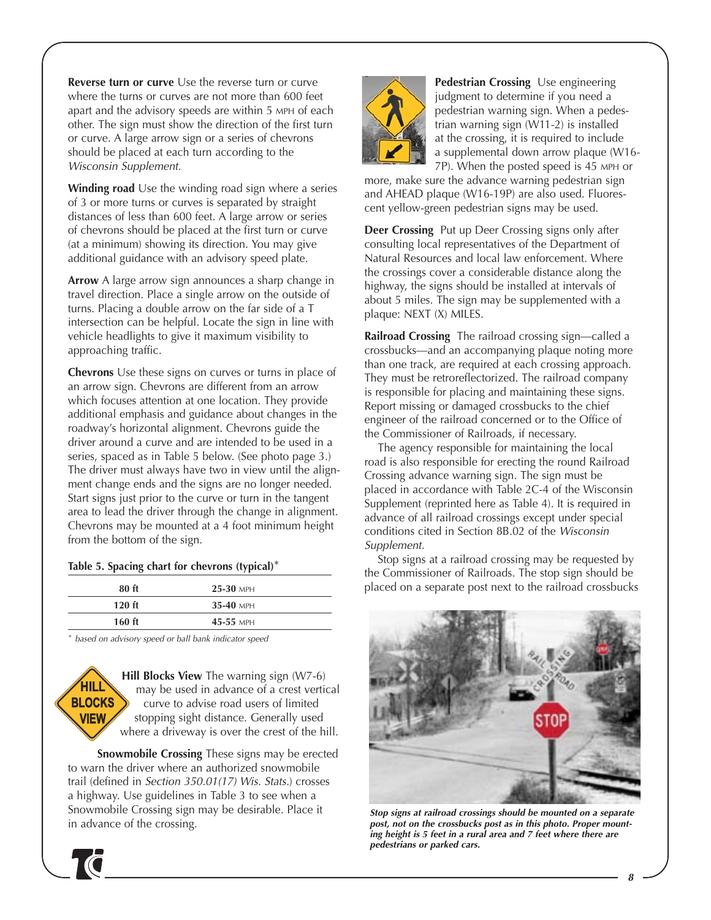**Reverse turn or curve** Use the reverse turn or curve where the turns or curves are not more than 600 feet apart and the advisory speeds are within 5 MPH of each other. The sign must show the direction of the first turn or curve. A large arrow sign or a series of chevrons should be placed at each turn according to the *Wisconsin Supplement.*

**Winding road** Use the winding road sign where a series of 3 or more turns or curves is separated by straight distances of less than 600 feet. A large arrow or series of chevrons should be placed at the first turn or curve (at a minimum) showing its direction. You may give additional guidance with an advisory speed plate.

**Arrow** A large arrow sign announces a sharp change in travel direction. Place a single arrow on the outside of turns. Placing a double arrow on the far side of a T intersection can be helpful. Locate the sign in line with vehicle headlights to give it maximum visibility to approaching traffic.

**Chevrons** Use these signs on curves or turns in place of an arrow sign. Chevrons are different from an arrow which focuses attention at one location. They provide additional emphasis and guidance about changes in the roadway's horizontal alignment. Chevrons guide the driver around a curve and are intended to be used in a series, spaced as in Table 5 below. (See photo page 3.) The driver must always have two in view until the alignment change ends and the signs are no longer needed. Start signs just prior to the curve or turn in the tangent area to lead the driver through the change in alignment. Chevrons may be mounted at a 4 foot minimum height from the bottom of the sign.

**Table 5. Spacing chart for chevrons (typical)***

| | |
|---|---|
| **80 ft** | **25-30** MPH |
| **120 ft** | **35-40** MPH |
| **160 ft** | **45-55** MPH |

\* *based on advisory speed or ball bank indicator speed*

**Hill Blocks View** The warning sign (W7-6) may be used in advance of a crest vertical curve to advise road users of limited stopping sight distance. Generally used where a driveway is over the crest of the hill.

**Snowmobile Crossing** These signs may be erected to warn the driver where an authorized snowmobile trail (defined in *Section 350.01(17) Wis. Stats.*) crosses a highway. Use guidelines in Table 3 to see when a Snowmobile Crossing sign may be desirable. Place it in advance of the crossing.

**Pedestrian Crossing** Use engineering judgment to determine if you need a pedestrian warning sign. When a pedestrian warning sign (W11-2) is installed at the crossing, it is required to include a supplemental down arrow plaque (W16-7P). When the posted speed is 45 MPH or more, make sure the advance warning pedestrian sign and AHEAD plaque (W16-19P) are also used. Fluorescent yellow-green pedestrian signs may be used.

**Deer Crossing** Put up Deer Crossing signs only after consulting local representatives of the Department of Natural Resources and local law enforcement. Where the crossings cover a considerable distance along the highway, the signs should be installed at intervals of about 5 miles. The sign may be supplemented with a plaque: NEXT (X) MILES.

**Railroad Crossing** The railroad crossing sign—called a crossbucks—and an accompanying plaque noting more than one track, are required at each crossing approach. They must be retroreflectorized. The railroad company is responsible for placing and maintaining these signs. Report missing or damaged crossbucks to the chief engineer of the railroad concerned or to the Office of the Commissioner of Railroads, if necessary.

The agency responsible for maintaining the local road is also responsible for erecting the round Railroad Crossing advance warning sign. The sign must be placed in accordance with Table 2C-4 of the Wisconsin Supplement (reprinted here as Table 4). It is required in advance of all railroad crossings except under special conditions cited in Section 8B.02 of the *Wisconsin Supplement.*

Stop signs at a railroad crossing may be requested by the Commissioner of Railroads. The stop sign should be placed on a separate post next to the railroad crossbucks

***Stop signs at railroad crossings should be mounted on a separate post, not on the crossbucks post as in this photo. Proper mounting height is 5 feet in a rural area and 7 feet where there are pedestrians or parked cars.***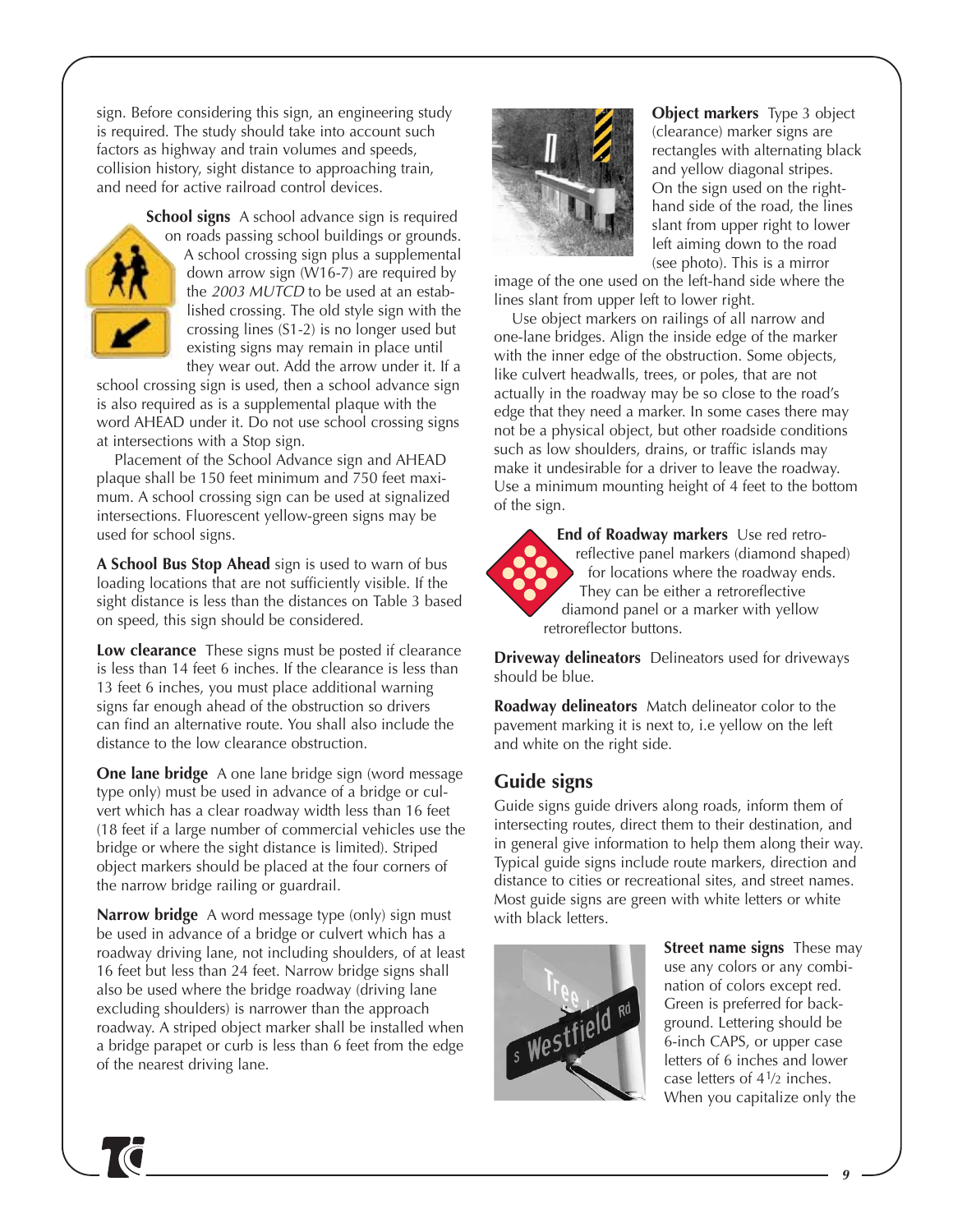sign. Before considering this sign, an engineering study is required. The study should take into account such factors as highway and train volumes and speeds, collision history, sight distance to approaching train, and need for active railroad control devices.

**School signs** A school advance sign is required on roads passing school buildings or grounds. A school crossing sign plus a supplemental down arrow sign (W16-7) are required by the *2003 MUTCD* to be used at an established crossing. The old style sign with the crossing lines (S1-2) is no longer used but existing signs may remain in place until they wear out. Add the arrow under it. If a school crossing sign is used, then a school advance sign is also required as is a supplemental plaque with the word AHEAD under it. Do not use school crossing signs at intersections with a Stop sign.

Placement of the School Advance sign and AHEAD plaque shall be 150 feet minimum and 750 feet maximum. A school crossing sign can be used at signalized intersections. Fluorescent yellow-green signs may be used for school signs.

**A School Bus Stop Ahead** sign is used to warn of bus loading locations that are not sufficiently visible. If the sight distance is less than the distances on Table 3 based on speed, this sign should be considered.

**Low clearance** These signs must be posted if clearance is less than 14 feet 6 inches. If the clearance is less than 13 feet 6 inches, you must place additional warning signs far enough ahead of the obstruction so drivers can find an alternative route. You shall also include the distance to the low clearance obstruction.

**One lane bridge** A one lane bridge sign (word message type only) must be used in advance of a bridge or culvert which has a clear roadway width less than 16 feet (18 feet if a large number of commercial vehicles use the bridge or where the sight distance is limited). Striped object markers should be placed at the four corners of the narrow bridge railing or guardrail.

**Narrow bridge** A word message type (only) sign must be used in advance of a bridge or culvert which has a roadway driving lane, not including shoulders, of at least 16 feet but less than 24 feet. Narrow bridge signs shall also be used where the bridge roadway (driving lane excluding shoulders) is narrower than the approach roadway. A striped object marker shall be installed when a bridge parapet or curb is less than 6 feet from the edge of the nearest driving lane.

**Object markers** Type 3 object (clearance) marker signs are rectangles with alternating black and yellow diagonal stripes. On the sign used on the right-hand side of the road, the lines slant from upper right to lower left aiming down to the road (see photo). This is a mirror image of the one used on the left-hand side where the lines slant from upper left to lower right.

Use object markers on railings of all narrow and one-lane bridges. Align the inside edge of the marker with the inner edge of the obstruction. Some objects, like culvert headwalls, trees, or poles, that are not actually in the roadway may be so close to the road's edge that they need a marker. In some cases there may not be a physical object, but other roadside conditions such as low shoulders, drains, or traffic islands may make it undesirable for a driver to leave the roadway. Use a minimum mounting height of 4 feet to the bottom of the sign.

**End of Roadway markers** Use red retroreflective panel markers (diamond shaped) for locations where the roadway ends. They can be either a retroreflective diamond panel or a marker with yellow retroreflector buttons.

**Driveway delineators** Delineators used for driveways should be blue.

**Roadway delineators** Match delineator color to the pavement marking it is next to, i.e yellow on the left and white on the right side.

## Guide signs

Guide signs guide drivers along roads, inform them of intersecting routes, direct them to their destination, and in general give information to help them along their way. Typical guide signs include route markers, direction and distance to cities or recreational sites, and street names. Most guide signs are green with white letters or white with black letters.

**Street name signs** These may use any colors or any combination of colors except red. Green is preferred for background. Lettering should be 6-inch CAPS, or upper case letters of 6 inches and lower case letters of 4½ inches. When you capitalize only the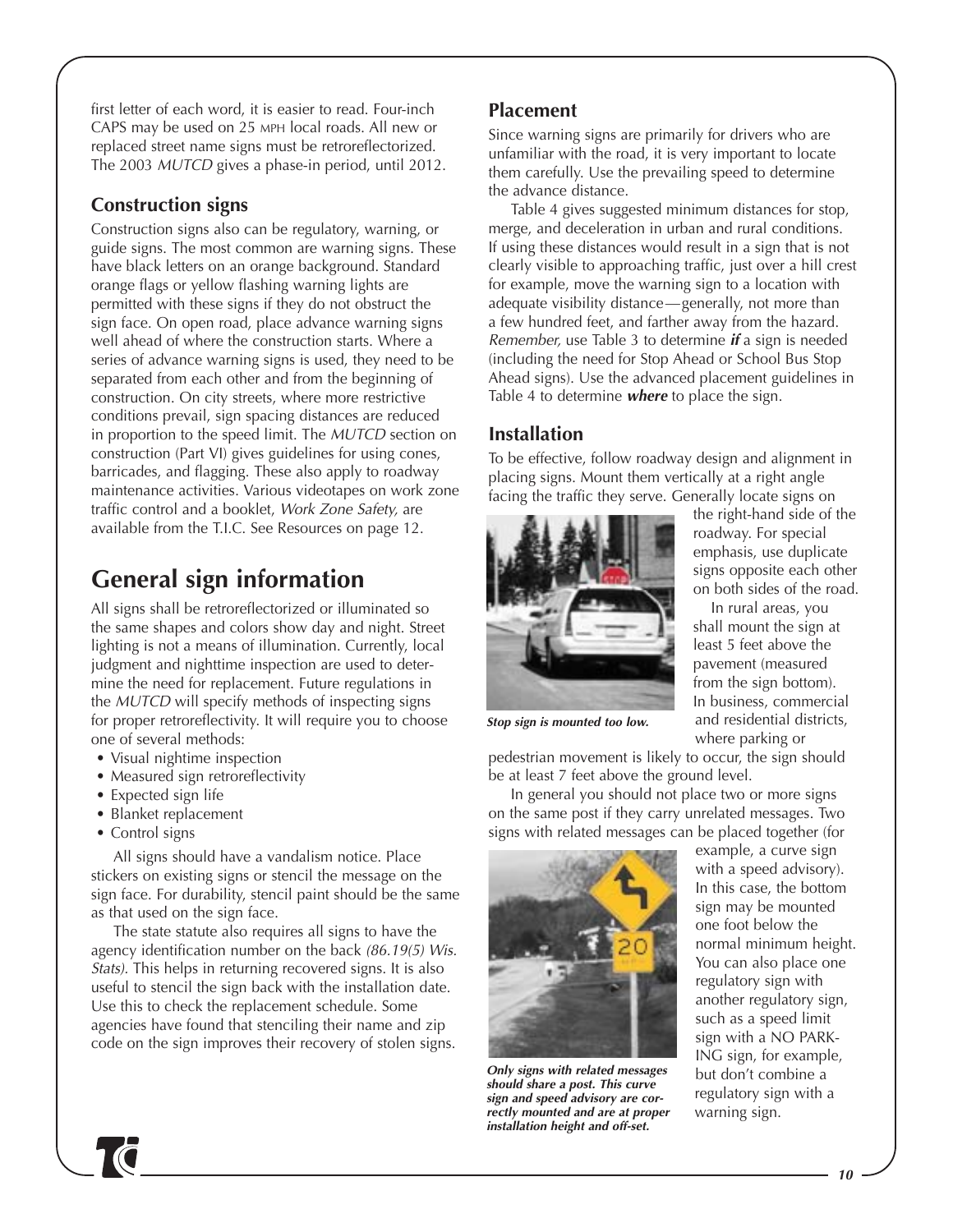first letter of each word, it is easier to read. Four-inch CAPS may be used on 25 MPH local roads. All new or replaced street name signs must be retroreflectorized. The 2003 *MUTCD* gives a phase-in period, until 2012.

### Construction signs

Construction signs also can be regulatory, warning, or guide signs. The most common are warning signs. These have black letters on an orange background. Standard orange flags or yellow flashing warning lights are permitted with these signs if they do not obstruct the sign face. On open road, place advance warning signs well ahead of where the construction starts. Where a series of advance warning signs is used, they need to be separated from each other and from the beginning of construction. On city streets, where more restrictive conditions prevail, sign spacing distances are reduced in proportion to the speed limit. The *MUTCD* section on construction (Part VI) gives guidelines for using cones, barricades, and flagging. These also apply to roadway maintenance activities. Various videotapes on work zone traffic control and a booklet, *Work Zone Safety,* are available from the T.I.C. See Resources on page 12.

## General sign information

All signs shall be retroreflectorized or illuminated so the same shapes and colors show day and night. Street lighting is not a means of illumination. Currently, local judgment and nighttime inspection are used to determine the need for replacement. Future regulations in the *MUTCD* will specify methods of inspecting signs for proper retroreflectivity. It will require you to choose one of several methods:

- Visual nightime inspection
- Measured sign retroreflectivity
- Expected sign life
- Blanket replacement
- Control signs

All signs should have a vandalism notice. Place stickers on existing signs or stencil the message on the sign face. For durability, stencil paint should be the same as that used on the sign face.

The state statute also requires all signs to have the agency identification number on the back *(86.19(5) Wis. Stats).* This helps in returning recovered signs. It is also useful to stencil the sign back with the installation date. Use this to check the replacement schedule. Some agencies have found that stenciling their name and zip code on the sign improves their recovery of stolen signs.

### Placement

Since warning signs are primarily for drivers who are unfamiliar with the road, it is very important to locate them carefully. Use the prevailing speed to determine the advance distance.

Table 4 gives suggested minimum distances for stop, merge, and deceleration in urban and rural conditions. If using these distances would result in a sign that is not clearly visible to approaching traffic, just over a hill crest for example, move the warning sign to a location with adequate visibility distance—generally, not more than a few hundred feet, and farther away from the hazard. *Remember,* use Table 3 to determine ***if*** a sign is needed (including the need for Stop Ahead or School Bus Stop Ahead signs). Use the advanced placement guidelines in Table 4 to determine ***where*** to place the sign.

### Installation

To be effective, follow roadway design and alignment in placing signs. Mount them vertically at a right angle facing the traffic they serve. Generally locate signs on the right-hand side of the roadway. For special emphasis, use duplicate signs opposite each other on both sides of the road.

***Stop sign is mounted too low.***

In rural areas, you shall mount the sign at least 5 feet above the pavement (measured from the sign bottom). In business, commercial and residential districts, where parking or pedestrian movement is likely to occur, the sign should be at least 7 feet above the ground level.

In general you should not place two or more signs on the same post if they carry unrelated messages. Two signs with related messages can be placed together (for example, a curve sign with a speed advisory). In this case, the bottom sign may be mounted one foot below the normal minimum height. You can also place one regulatory sign with another regulatory sign, such as a speed limit sign with a NO PARKING sign, for example, but don't combine a regulatory sign with a warning sign.

***Only signs with related messages should share a post. This curve sign and speed advisory are correctly mounted and are at proper installation height and off-set.***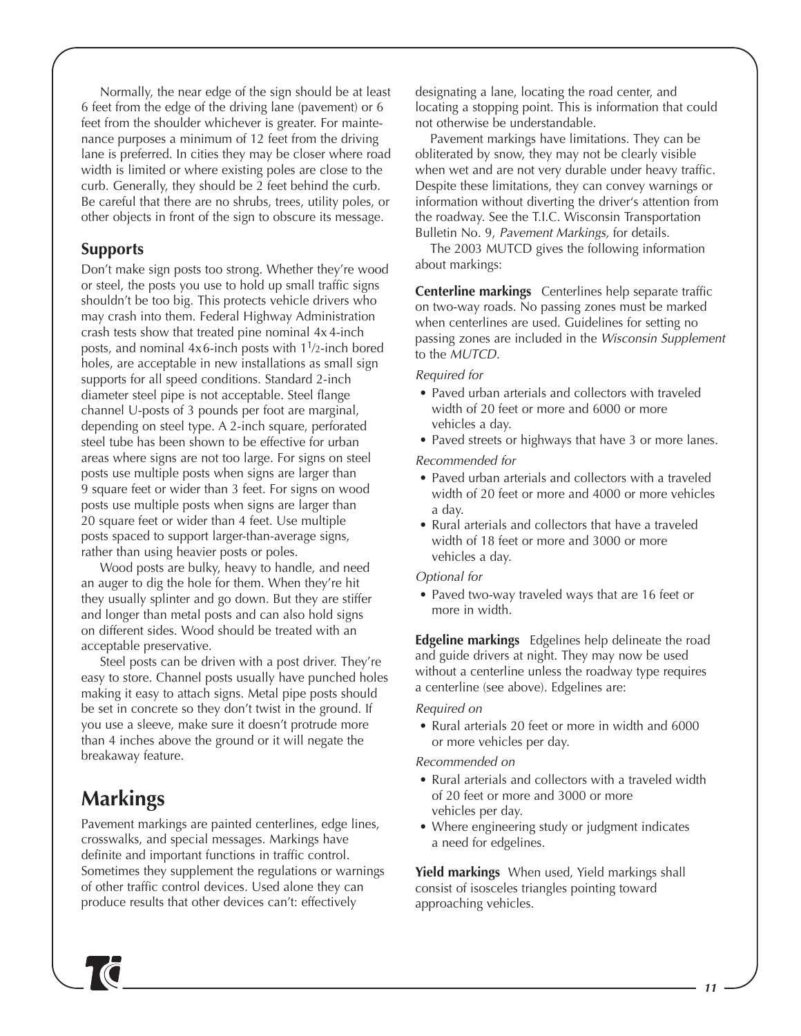Normally, the near edge of the sign should be at least 6 feet from the edge of the driving lane (pavement) or 6 feet from the shoulder whichever is greater. For maintenance purposes a minimum of 12 feet from the driving lane is preferred. In cities they may be closer where road width is limited or where existing poles are close to the curb. Generally, they should be 2 feet behind the curb. Be careful that there are no shrubs, trees, utility poles, or other objects in front of the sign to obscure its message.

### Supports

Don't make sign posts too strong. Whether they're wood or steel, the posts you use to hold up small traffic signs shouldn't be too big. This protects vehicle drivers who may crash into them. Federal Highway Administration crash tests show that treated pine nominal 4x4-inch posts, and nominal 4x6-inch posts with 1½-inch bored holes, are acceptable in new installations as small sign supports for all speed conditions. Standard 2-inch diameter steel pipe is not acceptable. Steel flange channel U-posts of 3 pounds per foot are marginal, depending on steel type. A 2-inch square, perforated steel tube has been shown to be effective for urban areas where signs are not too large. For signs on steel posts use multiple posts when signs are larger than 9 square feet or wider than 3 feet. For signs on wood posts use multiple posts when signs are larger than 20 square feet or wider than 4 feet. Use multiple posts spaced to support larger-than-average signs, rather than using heavier posts or poles.

Wood posts are bulky, heavy to handle, and need an auger to dig the hole for them. When they're hit they usually splinter and go down. But they are stiffer and longer than metal posts and can also hold signs on different sides. Wood should be treated with an acceptable preservative.

Steel posts can be driven with a post driver. They're easy to store. Channel posts usually have punched holes making it easy to attach signs. Metal pipe posts should be set in concrete so they don't twist in the ground. If you use a sleeve, make sure it doesn't protrude more than 4 inches above the ground or it will negate the breakaway feature.

## Markings

Pavement markings are painted centerlines, edge lines, crosswalks, and special messages. Markings have definite and important functions in traffic control. Sometimes they supplement the regulations or warnings of other traffic control devices. Used alone they can produce results that other devices can't: effectively designating a lane, locating the road center, and locating a stopping point. This is information that could not otherwise be understandable.

Pavement markings have limitations. They can be obliterated by snow, they may not be clearly visible when wet and are not very durable under heavy traffic. Despite these limitations, they can convey warnings or information without diverting the driver's attention from the roadway. See the T.I.C. Wisconsin Transportation Bulletin No. 9, *Pavement Markings,* for details.

The 2003 MUTCD gives the following information about markings:

**Centerline markings** Centerlines help separate traffic on two-way roads. No passing zones must be marked when centerlines are used. Guidelines for setting no passing zones are included in the *Wisconsin Supplement* to the *MUTCD*.

*Required for*

- Paved urban arterials and collectors with traveled width of 20 feet or more and 6000 or more vehicles a day.
- Paved streets or highways that have 3 or more lanes.

*Recommended for*

- Paved urban arterials and collectors with a traveled width of 20 feet or more and 4000 or more vehicles a day.
- Rural arterials and collectors that have a traveled width of 18 feet or more and 3000 or more vehicles a day.

*Optional for*

- Paved two-way traveled ways that are 16 feet or more in width.

**Edgeline markings** Edgelines help delineate the road and guide drivers at night. They may now be used without a centerline unless the roadway type requires a centerline (see above). Edgelines are:

*Required on*

- Rural arterials 20 feet or more in width and 6000 or more vehicles per day.

*Recommended on*

- Rural arterials and collectors with a traveled width of 20 feet or more and 3000 or more vehicles per day.
- Where engineering study or judgment indicates a need for edgelines.

**Yield markings** When used, Yield markings shall consist of isosceles triangles pointing toward approaching vehicles.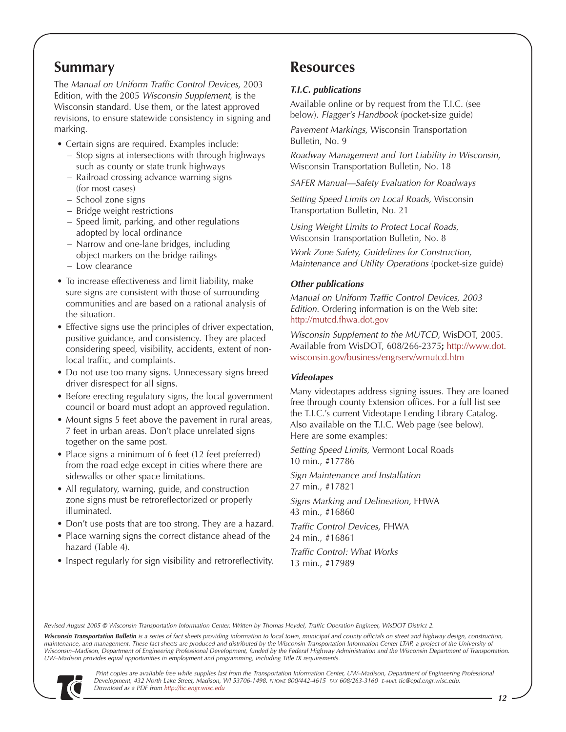## Summary

The *Manual on Uniform Traffic Control Devices,* 2003 Edition, with the 2005 *Wisconsin Supplement*, is the Wisconsin standard. Use them, or the latest approved revisions, to ensure statewide consistency in signing and marking.

- Certain signs are required. Examples include:
  - Stop signs at intersections with through highways such as county or state trunk highways
  - Railroad crossing advance warning signs (for most cases)
  - School zone signs
  - Bridge weight restrictions
  - Speed limit, parking, and other regulations adopted by local ordinance
  - Narrow and one-lane bridges, including object markers on the bridge railings
  - Low clearance
- To increase effectiveness and limit liability, make sure signs are consistent with those of surrounding communities and are based on a rational analysis of the situation.
- Effective signs use the principles of driver expectation, positive guidance, and consistency. They are placed considering speed, visibility, accidents, extent of non-local traffic, and complaints.
- Do not use too many signs. Unnecessary signs breed driver disrespect for all signs.
- Before erecting regulatory signs, the local government council or board must adopt an approved regulation.
- Mount signs 5 feet above the pavement in rural areas, 7 feet in urban areas. Don't place unrelated signs together on the same post.
- Place signs a minimum of 6 feet (12 feet preferred) from the road edge except in cities where there are sidewalks or other space limitations.
- All regulatory, warning, guide, and construction zone signs must be retroreflectorized or properly illuminated.
- Don't use posts that are too strong. They are a hazard.
- Place warning signs the correct distance ahead of the hazard (Table 4).
- Inspect regularly for sign visibility and retroreflectivity.

## Resources

### *T.I.C. publications*

Available online or by request from the T.I.C. (see below). *Flagger's Handbook* (pocket-size guide)

*Pavement Markings,* Wisconsin Transportation Bulletin, No. 9

*Roadway Management and Tort Liability in Wisconsin,* Wisconsin Transportation Bulletin, No. 18

*SAFER Manual—Safety Evaluation for Roadways*

*Setting Speed Limits on Local Roads,* Wisconsin Transportation Bulletin, No. 21

*Using Weight Limits to Protect Local Roads,* Wisconsin Transportation Bulletin, No. 8

*Work Zone Safety, Guidelines for Construction, Maintenance and Utility Operations* (pocket-size guide)

### *Other publications*

*Manual on Uniform Traffic Control Devices, 2003 Edition.* Ordering information is on the Web site: http://mutcd.fhwa.dot.gov

*Wisconsin Supplement to the MUTCD,* WisDOT, 2005. Available from WisDOT, 608/266-2375**;** http://www.dot.wisconsin.gov/business/engrserv/wmutcd.htm

### *Videotapes*

Many videotapes address signing issues. They are loaned free through county Extension offices. For a full list see the T.I.C.'s current Videotape Lending Library Catalog. Also available on the T.I.C. Web page (see below). Here are some examples:

*Setting Speed Limits,* Vermont Local Roads
10 min., #17786

*Sign Maintenance and Installation*
27 min., #17821

*Signs Marking and Delineation,* FHWA
43 min., #16860

*Traffic Control Devices,* FHWA
24 min., #16861

*Traffic Control: What Works*
13 min., #17989

*Revised August 2005 © Wisconsin Transportation Information Center. Written by Thomas Heydel, Traffic Operation Engineer, WisDOT District 2.*

***Wisconsin Transportation Bulletin*** *is a series of fact sheets providing information to local town, municipal and county officials on street and highway design, construction, maintenance, and management. These fact sheets are produced and distributed by the Wisconsin Transportation Information Center LTAP, a project of the University of Wisconsin–Madison, Department of Engineering Professional Development, funded by the Federal Highway Administration and the Wisconsin Department of Transportation. UW–Madison provides equal opportunities in employment and programming, including Title IX requirements.*

*Print copies are available free while supplies last from the Transportation Information Center, UW–Madison, Department of Engineering Professional Development, 432 North Lake Street, Madison, WI 53706-1498. PHONE 800/442-4615 FAX 608/263-3160 E-MAIL tic@epd.engr.wisc.edu. Download as a PDF from http://tic.engr.wisc.edu*